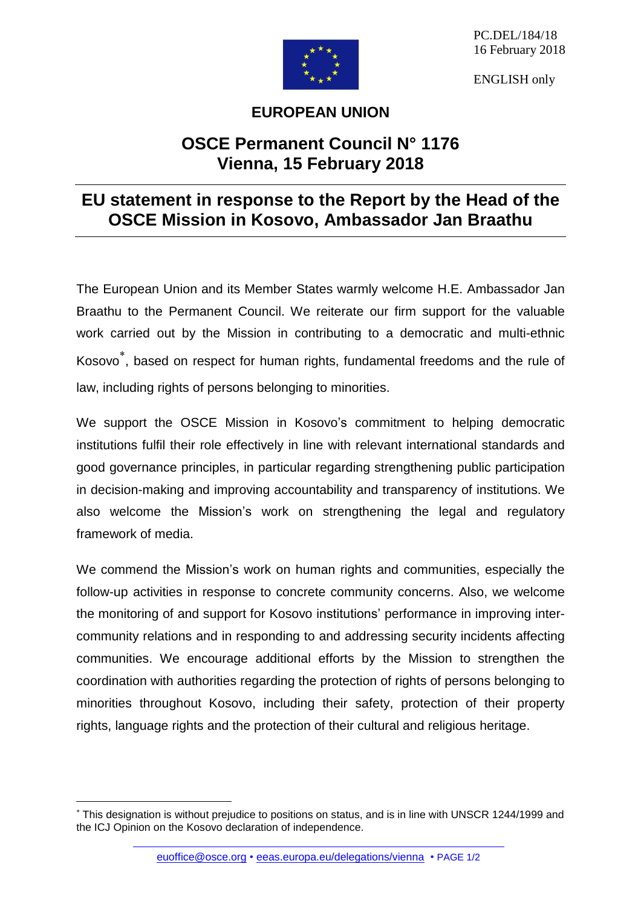PC.DEL/184/18
16 February 2018

ENGLISH only

## EUROPEAN UNION

# OSCE Permanent Council N° 1176
# Vienna, 15 February 2018

## EU statement in response to the Report by the Head of the OSCE Mission in Kosovo, Ambassador Jan Braathu

The European Union and its Member States warmly welcome H.E. Ambassador Jan Braathu to the Permanent Council. We reiterate our firm support for the valuable work carried out by the Mission in contributing to a democratic and multi-ethnic Kosovo[*], based on respect for human rights, fundamental freedoms and the rule of law, including rights of persons belonging to minorities.

We support the OSCE Mission in Kosovo's commitment to helping democratic institutions fulfil their role effectively in line with relevant international standards and good governance principles, in particular regarding strengthening public participation in decision-making and improving accountability and transparency of institutions. We also welcome the Mission's work on strengthening the legal and regulatory framework of media.

We commend the Mission's work on human rights and communities, especially the follow-up activities in response to concrete community concerns. Also, we welcome the monitoring of and support for Kosovo institutions' performance in improving inter-community relations and in responding to and addressing security incidents affecting communities. We encourage additional efforts by the Mission to strengthen the coordination with authorities regarding the protection of rights of persons belonging to minorities throughout Kosovo, including their safety, protection of their property rights, language rights and the protection of their cultural and religious heritage.

---

[*] This designation is without prejudice to positions on status, and is in line with UNSCR 1244/1999 and the ICJ Opinion on the Kosovo declaration of independence.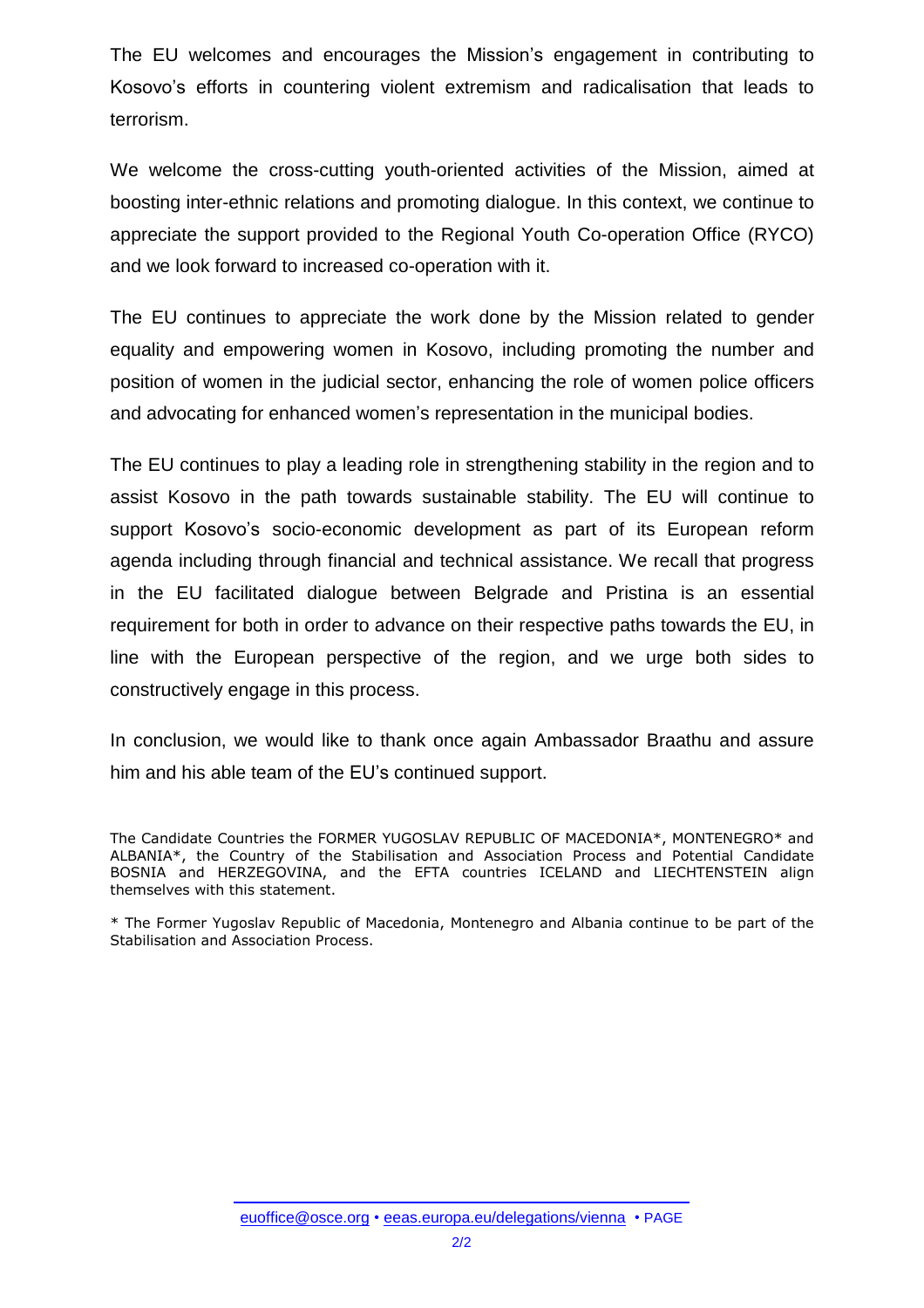The EU welcomes and encourages the Mission's engagement in contributing to Kosovo's efforts in countering violent extremism and radicalisation that leads to terrorism.

We welcome the cross-cutting youth-oriented activities of the Mission, aimed at boosting inter-ethnic relations and promoting dialogue. In this context, we continue to appreciate the support provided to the Regional Youth Co-operation Office (RYCO) and we look forward to increased co-operation with it.

The EU continues to appreciate the work done by the Mission related to gender equality and empowering women in Kosovo, including promoting the number and position of women in the judicial sector, enhancing the role of women police officers and advocating for enhanced women's representation in the municipal bodies.

The EU continues to play a leading role in strengthening stability in the region and to assist Kosovo in the path towards sustainable stability. The EU will continue to support Kosovo's socio-economic development as part of its European reform agenda including through financial and technical assistance. We recall that progress in the EU facilitated dialogue between Belgrade and Pristina is an essential requirement for both in order to advance on their respective paths towards the EU, in line with the European perspective of the region, and we urge both sides to constructively engage in this process.

In conclusion, we would like to thank once again Ambassador Braathu and assure him and his able team of the EU's continued support.

The Candidate Countries the FORMER YUGOSLAV REPUBLIC OF MACEDONIA*, MONTENEGRO* and ALBANIA*, the Country of the Stabilisation and Association Process and Potential Candidate BOSNIA and HERZEGOVINA, and the EFTA countries ICELAND and LIECHTENSTEIN align themselves with this statement.

* The Former Yugoslav Republic of Macedonia, Montenegro and Albania continue to be part of the Stabilisation and Association Process.

euoffice@osce.org • eeas.europa.eu/delegations/vienna